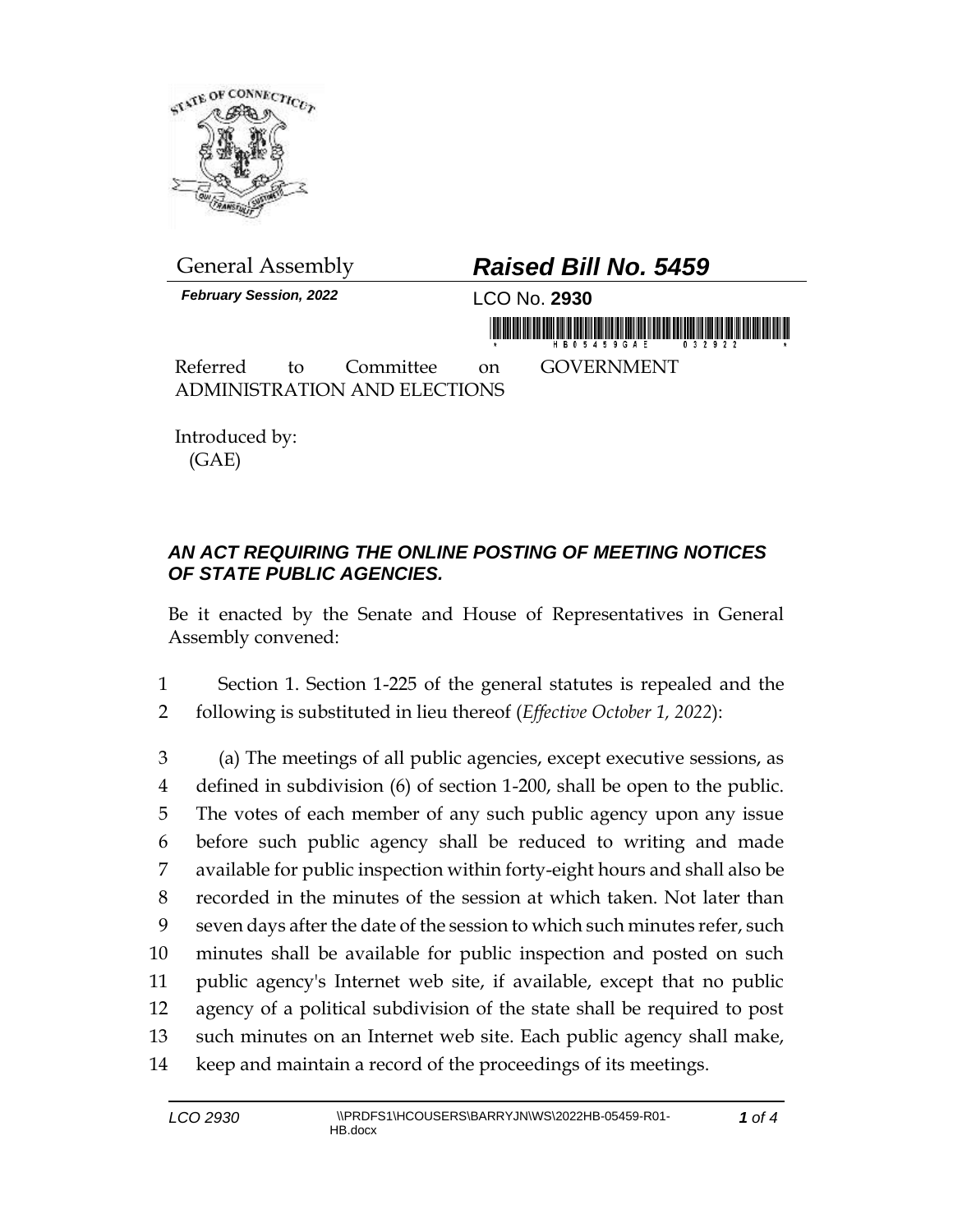General Assembly

**_Raised Bill No. 5459_**

***February Session, 2022***

LCO No. **2930**

Referred to Committee on GOVERNMENT ADMINISTRATION AND ELECTIONS

Introduced by:
(GAE)

## *AN ACT REQUIRING THE ONLINE POSTING OF MEETING NOTICES OF STATE PUBLIC AGENCIES.*

Be it enacted by the Senate and House of Representatives in General Assembly convened:

1 Section 1. Section 1-225 of the general statutes is repealed and the
2 following is substituted in lieu thereof (*Effective October 1, 2022*):

3 (a) The meetings of all public agencies, except executive sessions, as
4 defined in subdivision (6) of section 1-200, shall be open to the public.
5 The votes of each member of any such public agency upon any issue
6 before such public agency shall be reduced to writing and made
7 available for public inspection within forty-eight hours and shall also be
8 recorded in the minutes of the session at which taken. Not later than
9 seven days after the date of the session to which such minutes refer, such
10 minutes shall be available for public inspection and posted on such
11 public agency's Internet web site, if available, except that no public
12 agency of a political subdivision of the state shall be required to post
13 such minutes on an Internet web site. Each public agency shall make,
14 keep and maintain a record of the proceedings of its meetings.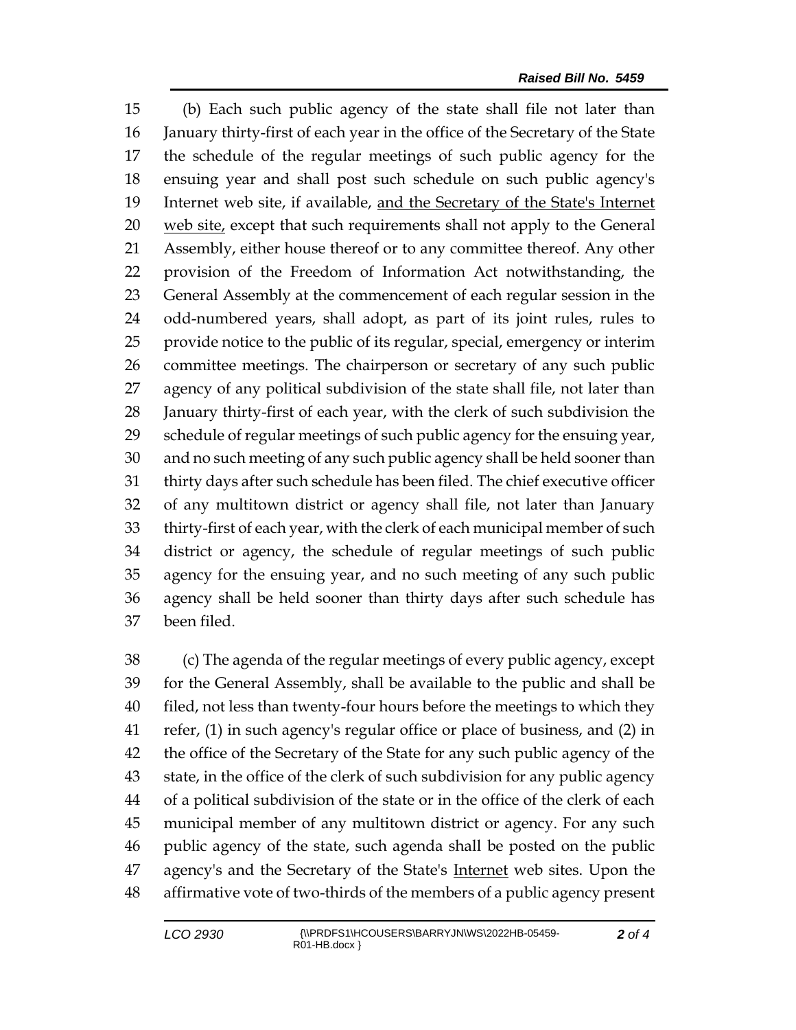(b) Each such public agency of the state shall file not later than January thirty-first of each year in the office of the Secretary of the State the schedule of the regular meetings of such public agency for the ensuing year and shall post such schedule on such public agency's Internet web site, if available, <u>and the Secretary of the State's Internet web site,</u> except that such requirements shall not apply to the General Assembly, either house thereof or to any committee thereof. Any other provision of the Freedom of Information Act notwithstanding, the General Assembly at the commencement of each regular session in the odd-numbered years, shall adopt, as part of its joint rules, rules to provide notice to the public of its regular, special, emergency or interim committee meetings. The chairperson or secretary of any such public agency of any political subdivision of the state shall file, not later than January thirty-first of each year, with the clerk of such subdivision the schedule of regular meetings of such public agency for the ensuing year, and no such meeting of any such public agency shall be held sooner than thirty days after such schedule has been filed. The chief executive officer of any multitown district or agency shall file, not later than January thirty-first of each year, with the clerk of each municipal member of such district or agency, the schedule of regular meetings of such public agency for the ensuing year, and no such meeting of any such public agency shall be held sooner than thirty days after such schedule has been filed.

(c) The agenda of the regular meetings of every public agency, except for the General Assembly, shall be available to the public and shall be filed, not less than twenty-four hours before the meetings to which they refer, (1) in such agency's regular office or place of business, and (2) in the office of the Secretary of the State for any such public agency of the state, in the office of the clerk of such subdivision for any public agency of a political subdivision of the state or in the office of the clerk of each municipal member of any multitown district or agency. For any such public agency of the state, such agenda shall be posted on the public agency's and the Secretary of the State's <u>Internet</u> web sites. Upon the affirmative vote of two-thirds of the members of a public agency present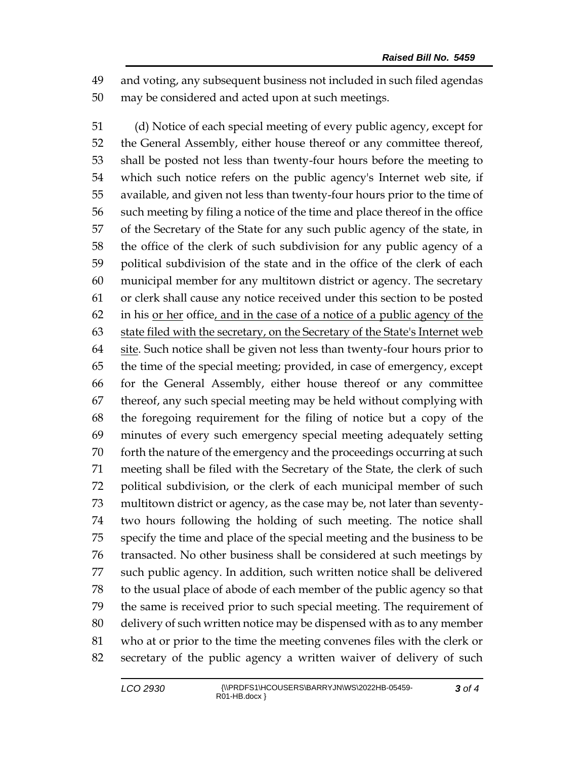and voting, any subsequent business not included in such filed agendas may be considered and acted upon at such meetings.

(d) Notice of each special meeting of every public agency, except for the General Assembly, either house thereof or any committee thereof, shall be posted not less than twenty-four hours before the meeting to which such notice refers on the public agency's Internet web site, if available, and given not less than twenty-four hours prior to the time of such meeting by filing a notice of the time and place thereof in the office of the Secretary of the State for any such public agency of the state, in the office of the clerk of such subdivision for any public agency of a political subdivision of the state and in the office of the clerk of each municipal member for any multitown district or agency. The secretary or clerk shall cause any notice received under this section to be posted in his <u>or her</u> office<u>, and in the case of a notice of a public agency of the state filed with the secretary, on the Secretary of the State's Internet web site</u>. Such notice shall be given not less than twenty-four hours prior to the time of the special meeting; provided, in case of emergency, except for the General Assembly, either house thereof or any committee thereof, any such special meeting may be held without complying with the foregoing requirement for the filing of notice but a copy of the minutes of every such emergency special meeting adequately setting forth the nature of the emergency and the proceedings occurring at such meeting shall be filed with the Secretary of the State, the clerk of such political subdivision, or the clerk of each municipal member of such multitown district or agency, as the case may be, not later than seventy-two hours following the holding of such meeting. The notice shall specify the time and place of the special meeting and the business to be transacted. No other business shall be considered at such meetings by such public agency. In addition, such written notice shall be delivered to the usual place of abode of each member of the public agency so that the same is received prior to such special meeting. The requirement of delivery of such written notice may be dispensed with as to any member who at or prior to the time the meeting convenes files with the clerk or secretary of the public agency a written waiver of delivery of such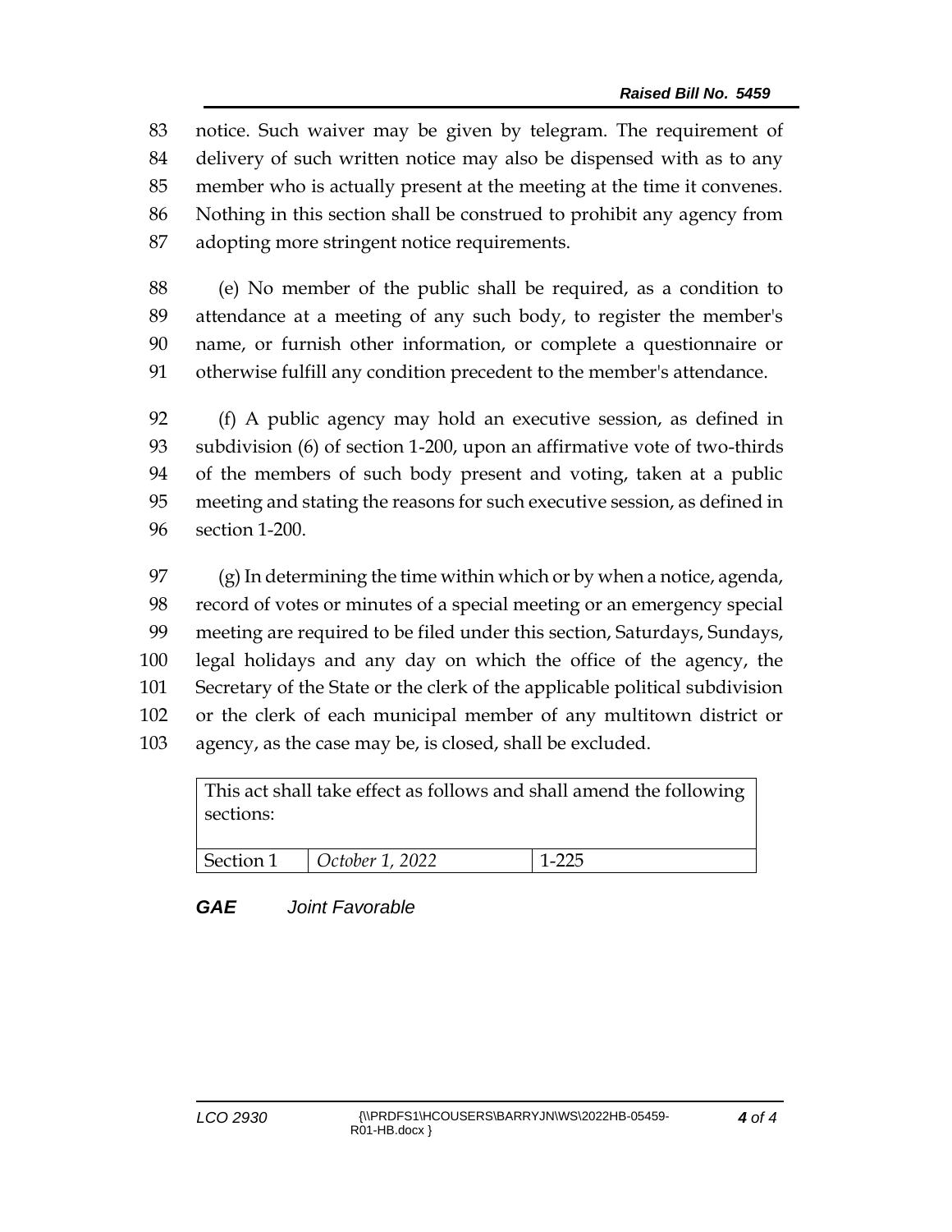notice. Such waiver may be given by telegram. The requirement of delivery of such written notice may also be dispensed with as to any member who is actually present at the meeting at the time it convenes. Nothing in this section shall be construed to prohibit any agency from adopting more stringent notice requirements.

(e) No member of the public shall be required, as a condition to attendance at a meeting of any such body, to register the member's name, or furnish other information, or complete a questionnaire or otherwise fulfill any condition precedent to the member's attendance.

(f) A public agency may hold an executive session, as defined in subdivision (6) of section 1-200, upon an affirmative vote of two-thirds of the members of such body present and voting, taken at a public meeting and stating the reasons for such executive session, as defined in section 1-200.

(g) In determining the time within which or by when a notice, agenda, record of votes or minutes of a special meeting or an emergency special meeting are required to be filed under this section, Saturdays, Sundays, legal holidays and any day on which the office of the agency, the Secretary of the State or the clerk of the applicable political subdivision or the clerk of each municipal member of any multitown district or agency, as the case may be, is closed, shall be excluded.

| This act shall take effect as follows and shall amend the following sections: | | |
| --- | --- | --- |
| Section 1 | *October 1, 2022* | 1-225 |

***GAE*** *Joint Favorable*